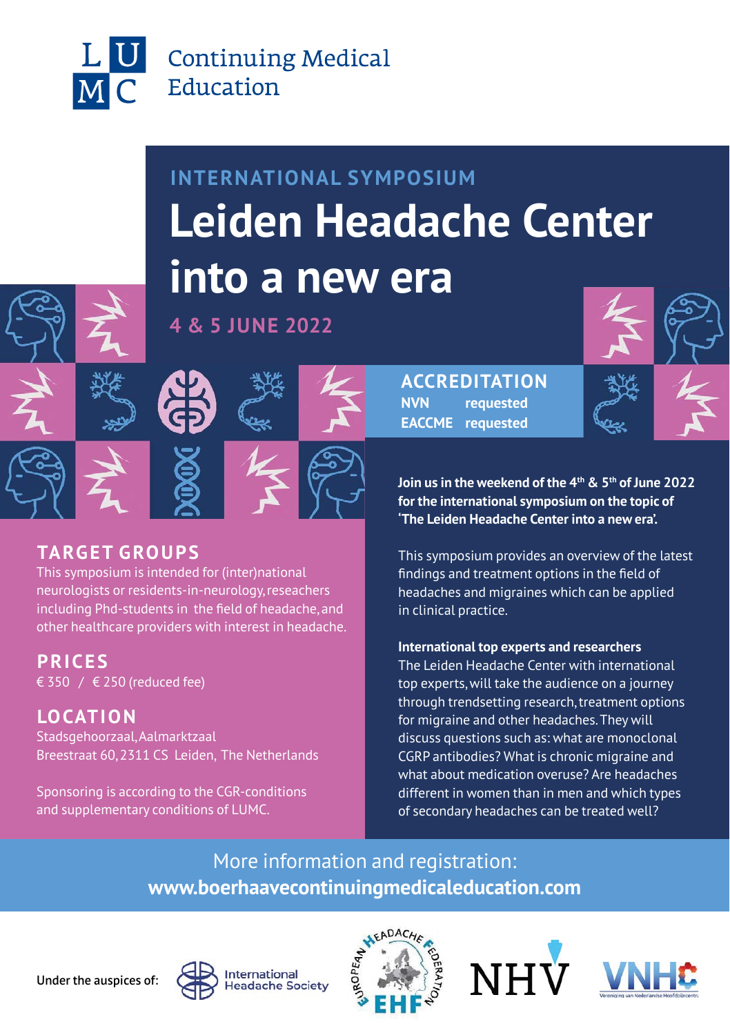LUMC Continuing Medical Education

INTERNATIONAL SYMPOSIUM

# Leiden Headache Center into a new era

**4 & 5 JUNE 2022**

## ACCREDITATION

**NVN** requested
**EACCME** requested

**Join us in the weekend of the 4th & 5th of June 2022 for the international symposium on the topic of 'The Leiden Headache Center into a new era'.**

This symposium provides an overview of the latest findings and treatment options in the field of headaches and migraines which can be applied in clinical practice.

**International top experts and researchers**
The Leiden Headache Center with international top experts, will take the audience on a journey through trendsetting research, treatment options for migraine and other headaches. They will discuss questions such as: what are monoclonal CGRP antibodies? What is chronic migraine and what about medication overuse? Are headaches different in women than in men and which types of secondary headaches can be treated well?

## TARGET GROUPS

This symposium is intended for (inter)national neurologists or residents-in-neurology, reseachers including Phd-students in the field of headache, and other healthcare providers with interest in headache.

## PRICES

€ 350 / € 250 (reduced fee)

## LOCATION

Stadsgehoorzaal, Aalmarktzaal
Breestraat 60, 2311 CS Leiden, The Netherlands

Sponsoring is according to the CGR-conditions and supplementary conditions of LUMC.

More information and registration:
**www.boerhaavecontinuingmedicaleducation.com**

Under the auspices of: International Headache Society, European Headache Federation EHF, NHV, VNHC Vereniging van Nederlandse Hoofdpijncentra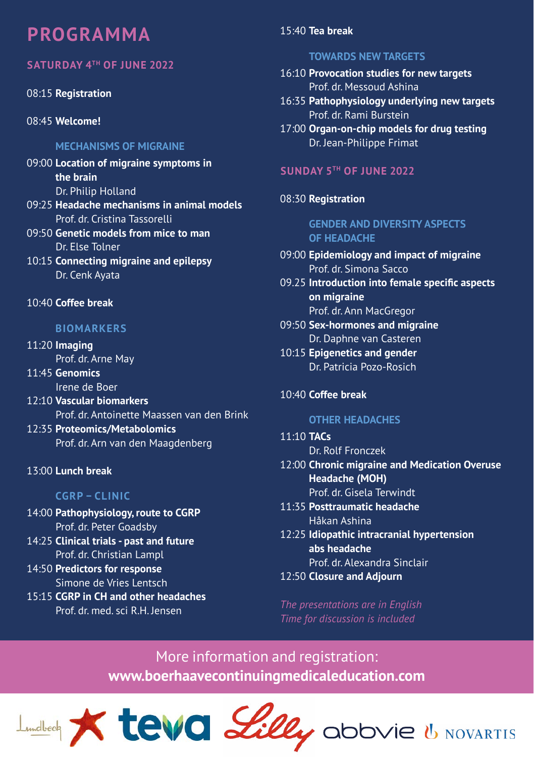# PROGRAMMA

## SATURDAY 4TH OF JUNE 2022

08:15 **Registration**

08:45 **Welcome!**

### MECHANISMS OF MIGRAINE

09:00 **Location of migraine symptoms in the brain**
Dr. Philip Holland

09:25 **Headache mechanisms in animal models**
Prof. dr. Cristina Tassorelli

09:50 **Genetic models from mice to man**
Dr. Else Tolner

10:15 **Connecting migraine and epilepsy**
Dr. Cenk Ayata

10:40 **Coffee break**

### BIOMARKERS

11:20 **Imaging**
Prof. dr. Arne May

11:45 **Genomics**
Irene de Boer

12:10 **Vascular biomarkers**
Prof. dr. Antoinette Maassen van den Brink

12:35 **Proteomics/Metabolomics**
Prof. dr. Arn van den Maagdenberg

13:00 **Lunch break**

### CGRP – CLINIC

14:00 **Pathophysiology, route to CGRP**
Prof. dr. Peter Goadsby

14:25 **Clinical trials - past and future**
Prof. dr. Christian Lampl

14:50 **Predictors for response**
Simone de Vries Lentsch

15:15 **CGRP in CH and other headaches**
Prof. dr. med. sci R.H. Jensen

15:40 **Tea break**

### TOWARDS NEW TARGETS

16:10 **Provocation studies for new targets**
Prof. dr. Messoud Ashina

16:35 **Pathophysiology underlying new targets**
Prof. dr. Rami Burstein

17:00 **Organ-on-chip models for drug testing**
Dr. Jean-Philippe Frimat

## SUNDAY 5TH OF JUNE 2022

08:30 **Registration**

### GENDER AND DIVERSITY ASPECTS OF HEADACHE

09:00 **Epidemiology and impact of migraine**
Prof. dr. Simona Sacco

09.25 **Introduction into female specific aspects on migraine**
Prof. dr. Ann MacGregor

09:50 **Sex-hormones and migraine**
Dr. Daphne van Casteren

10:15 **Epigenetics and gender**
Dr. Patricia Pozo-Rosich

10:40 **Coffee break**

### OTHER HEADACHES

11:10 **TACs**
Dr. Rolf Fronczek

12:00 **Chronic migraine and Medication Overuse Headache (MOH)**
Prof. dr. Gisela Terwindt

11:35 **Posttraumatic headache**
Håkan Ashina

12:25 **Idiopathic intracranial hypertension abs headache**
Prof. dr. Alexandra Sinclair

12:50 **Closure and Adjourn**

*The presentations are in English*
*Time for discussion is included*

More information and registration:
**www.boerhaavecontinuingmedicaleducation.com**

Lundbeck teva Lilly abbvie NOVARTIS